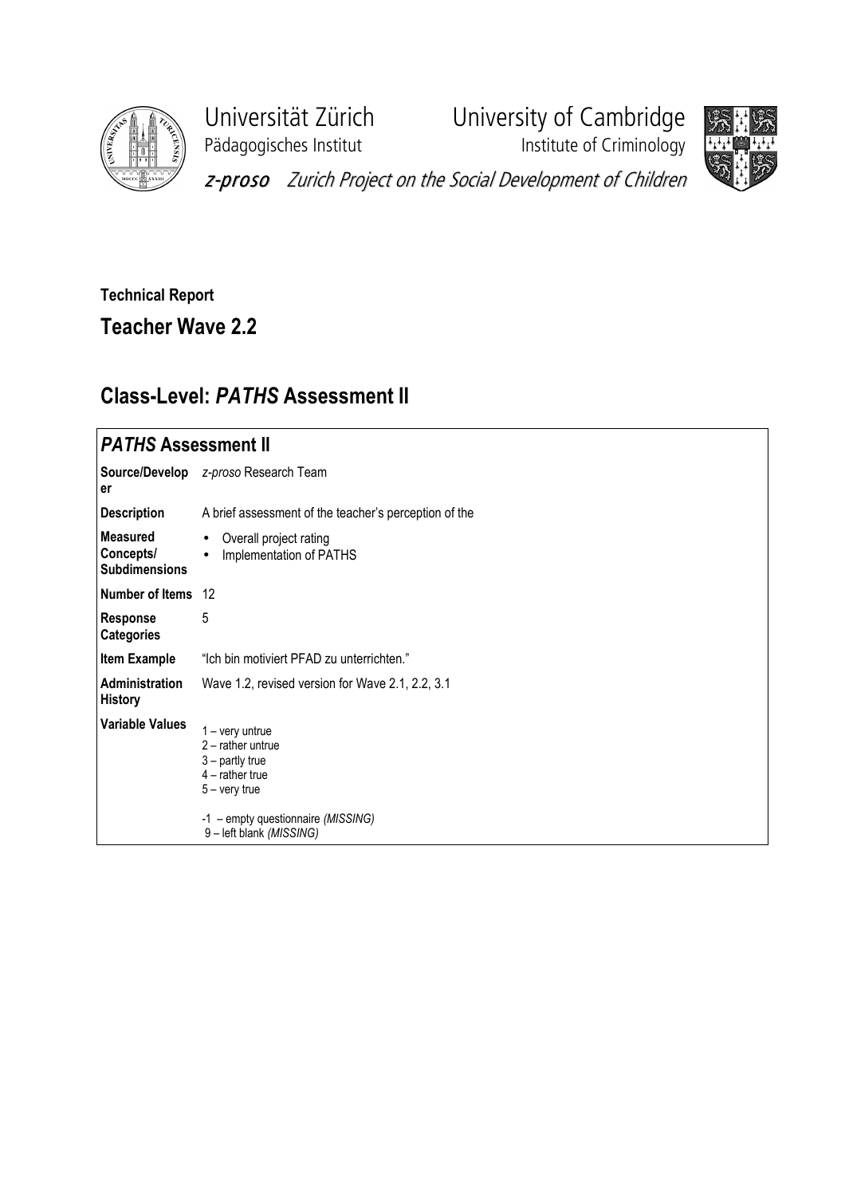Universität Zürich
Pädagogisches Institut

University of Cambridge
Institute of Criminology

*z-proso* Zurich Project on the Social Development of Children

**Technical Report**

## Teacher Wave 2.2

# Class-Level: *PATHS* Assessment II

| *PATHS* Assessment II | |
|---|---|
| **Source/Developer** | *z-proso* Research Team |
| **Description** | A brief assessment of the teacher's perception of the |
| **Measured Concepts/ Subdimensions** | • Overall project rating<br>• Implementation of PATHS |
| **Number of Items** | 12 |
| **Response Categories** | 5 |
| **Item Example** | "Ich bin motiviert PFAD zu unterrichten." |
| **Administration History** | Wave 1.2, revised version for Wave 2.1, 2.2, 3.1 |
| **Variable Values** | 1 – very untrue<br>2 – rather untrue<br>3 – partly true<br>4 – rather true<br>5 – very true<br><br>-1 – empty questionnaire *(MISSING)*<br>9 – left blank *(MISSING)* |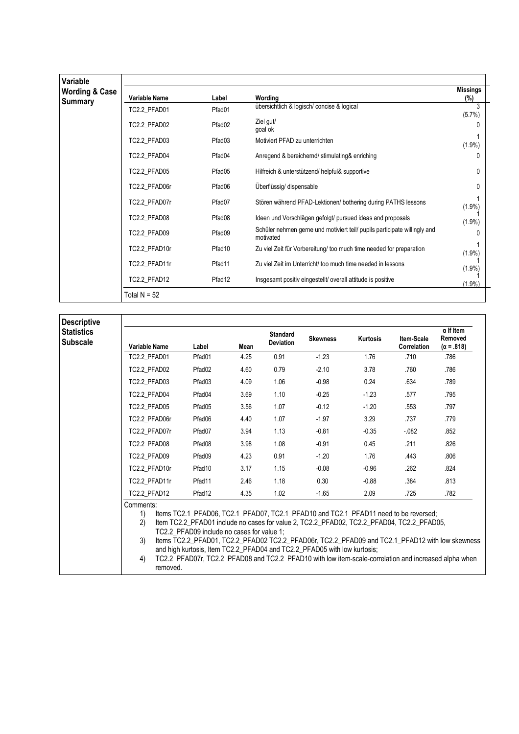**Variable Wording & Case Summary**

| Variable Name | Label | Wording | Missings (%) |
|---|---|---|---|
| TC2.2_PFAD01 | Pfad01 | übersichtlich & logisch/ concise & logical | 3 (5.7%) |
| TC2.2_PFAD02 | Pfad02 | Ziel gut/ goal ok | 0 |
| TC2.2_PFAD03 | Pfad03 | Motiviert PFAD zu unterrichten | 1 (1.9%) |
| TC2.2_PFAD04 | Pfad04 | Anregend & bereichernd/ stimulating& enriching | 0 |
| TC2.2_PFAD05 | Pfad05 | Hilfreich & unterstützend/ helpful& supportive | 0 |
| TC2.2_PFAD06r | Pfad06 | Überflüssig/ dispensable | 0 |
| TC2.2_PFAD07r | Pfad07 | Stören während PFAD-Lektionen/ bothering during PATHS lessons | 1 (1.9%) |
| TC2.2_PFAD08 | Pfad08 | Ideen und Vorschlägen gefolgt/ pursued ideas and proposals | 1 (1.9%) |
| TC2.2_PFAD09 | Pfad09 | Schüler nehmen gerne und motiviert teil/ pupils participate willingly and motivated | 0 |
| TC2.2_PFAD10r | Pfad10 | Zu viel Zeit für Vorbereitung/ too much time needed for preparation | 1 (1.9%) |
| TC2.2_PFAD11r | Pfad11 | Zu viel Zeit im Unterricht/ too much time needed in lessons | 1 (1.9%) |
| TC2.2_PFAD12 | Pfad12 | Insgesamt positiv eingestellt/ overall attitude is positive | 1 (1.9%) |

Total N = 52

**Descriptive Statistics Subscale**

| Variable Name | Label | Mean | Standard Deviation | Skewness | Kurtosis | Item-Scale Correlation | α If Item Removed (α = .818) |
|---|---|---|---|---|---|---|---|
| TC2.2_PFAD01 | Pfad01 | 4.25 | 0.91 | -1.23 | 1.76 | .710 | .786 |
| TC2.2_PFAD02 | Pfad02 | 4.60 | 0.79 | -2.10 | 3.78 | .760 | .786 |
| TC2.2_PFAD03 | Pfad03 | 4.09 | 1.06 | -0.98 | 0.24 | .634 | .789 |
| TC2.2_PFAD04 | Pfad04 | 3.69 | 1.10 | -0.25 | -1.23 | .577 | .795 |
| TC2.2_PFAD05 | Pfad05 | 3.56 | 1.07 | -0.12 | -1.20 | .553 | .797 |
| TC2.2_PFAD06r | Pfad06 | 4.40 | 1.07 | -1.97 | 3.29 | .737 | .779 |
| TC2.2_PFAD07r | Pfad07 | 3.94 | 1.13 | -0.81 | -0.35 | -.082 | .852 |
| TC2.2_PFAD08 | Pfad08 | 3.98 | 1.08 | -0.91 | 0.45 | .211 | .826 |
| TC2.2_PFAD09 | Pfad09 | 4.23 | 0.91 | -1.20 | 1.76 | .443 | .806 |
| TC2.2_PFAD10r | Pfad10 | 3.17 | 1.15 | -0.08 | -0.96 | .262 | .824 |
| TC2.2_PFAD11r | Pfad11 | 2.46 | 1.18 | 0.30 | -0.88 | .384 | .813 |
| TC2.2_PFAD12 | Pfad12 | 4.35 | 1.02 | -1.65 | 2.09 | .725 | .782 |

Comments:

1) Items TC2.1_PFAD06, TC2.1_PFAD07, TC2.1_PFAD10 and TC2.1_PFAD11 need to be reversed;
2) Item TC2.2_PFAD01 include no cases for value 2, TC2.2_PFAD02, TC2.2_PFAD04, TC2.2_PFAD05, TC2.2_PFAD09 include no cases for value 1;
3) Items TC2.2_PFAD01, TC2.2_PFAD02 TC2.2_PFAD06r, TC2.2_PFAD09 and TC2.1_PFAD12 with low skewness and high kurtosis, Item TC2.2_PFAD04 and TC2.2_PFAD05 with low kurtosis;
4) TC2.2_PFAD07r, TC2.2_PFAD08 and TC2.2_PFAD10 with low item-scale-correlation and increased alpha when removed.